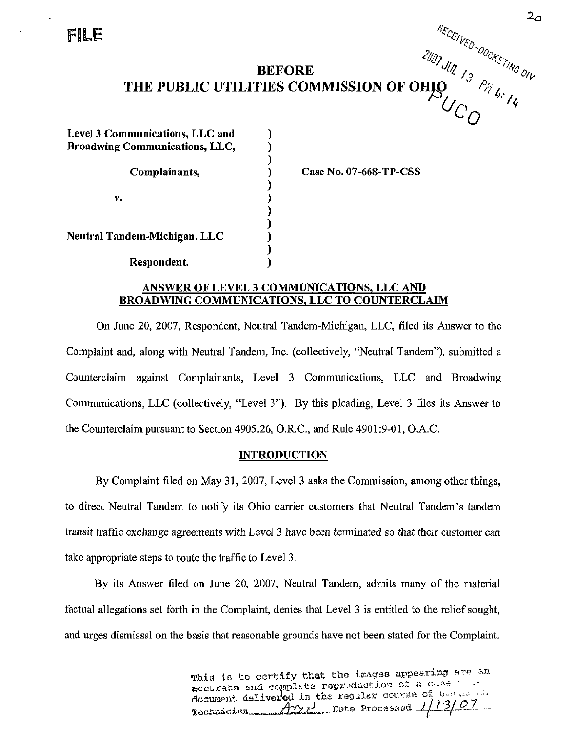FILE

RECEIVED-DOCKETING DIV 2007 JUL 13 PM 4:14 PUCO

# BEFORE THE PUBLIC UTILITIES COMMISSION OF OHIO

| | | |
|---|---|---|
| **Level 3 Communications, LLC and Broadwing Communications, LLC,** | ) | |
| **Complainants,** | ) | **Case No. 07-668-TP-CSS** |
| **v.** | ) | |
| **Neutral Tandem-Michigan, LLC** | ) | |
| **Respondent.** | ) | |

## ANSWER OF LEVEL 3 COMMUNICATIONS, LLC AND BROADWING COMMUNICATIONS, LLC TO COUNTERCLAIM

On June 20, 2007, Respondent, Neutral Tandem-Michigan, LLC, filed its Answer to the Complaint and, along with Neutral Tandem, Inc. (collectively, "Neutral Tandem"), submitted a Counterclaim against Complainants, Level 3 Communications, LLC and Broadwing Communications, LLC (collectively, "Level 3"). By this pleading, Level 3 files its Answer to the Counterclaim pursuant to Section 4905.26, O.R.C., and Rule 4901:9-01, O.A.C.

## INTRODUCTION

By Complaint filed on May 31, 2007, Level 3 asks the Commission, among other things, to direct Neutral Tandem to notify its Ohio carrier customers that Neutral Tandem's tandem transit traffic exchange agreements with Level 3 have been terminated so that their customer can take appropriate steps to route the traffic to Level 3.

By its Answer filed on June 20, 2007, Neutral Tandem, admits many of the material factual allegations set forth in the Complaint, denies that Level 3 is entitled to the relief sought, and urges dismissal on the basis that reasonable grounds have not been stated for the Complaint.

This is to certify that the images appearing are an accurate and complete reproduction of a case file document delivered in the regular course of business. Technician AYL Date Processed 7/13/07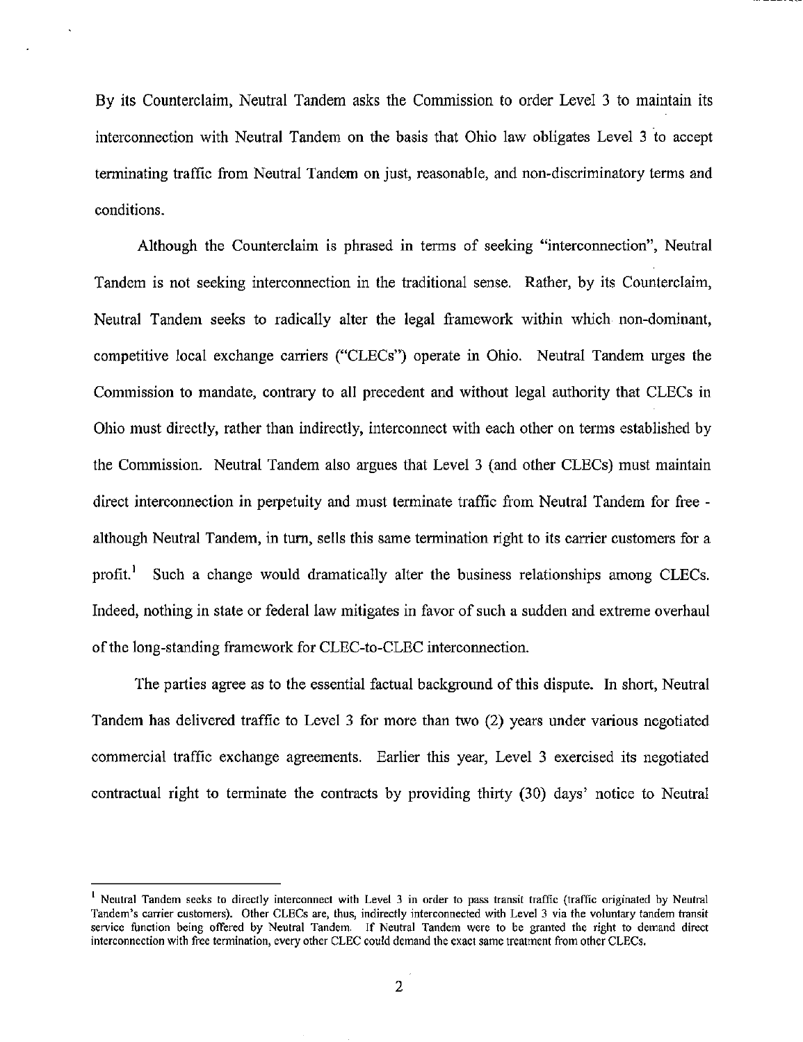By its Counterclaim, Neutral Tandem asks the Commission to order Level 3 to maintain its interconnection with Neutral Tandem on the basis that Ohio law obligates Level 3 to accept terminating traffic from Neutral Tandem on just, reasonable, and non-discriminatory terms and conditions.

Although the Counterclaim is phrased in terms of seeking "interconnection", Neutral Tandem is not seeking interconnection in the traditional sense. Rather, by its Counterclaim, Neutral Tandem seeks to radically alter the legal framework within which non-dominant, competitive local exchange carriers ("CLECs") operate in Ohio. Neutral Tandem urges the Commission to mandate, contrary to all precedent and without legal authority that CLECs in Ohio must directly, rather than indirectly, interconnect with each other on terms established by the Commission. Neutral Tandem also argues that Level 3 (and other CLECs) must maintain direct interconnection in perpetuity and must terminate traffic from Neutral Tandem for free - although Neutral Tandem, in turn, sells this same termination right to its carrier customers for a profit.[1] Such a change would dramatically alter the business relationships among CLECs. Indeed, nothing in state or federal law mitigates in favor of such a sudden and extreme overhaul of the long-standing framework for CLEC-to-CLEC interconnection.

The parties agree as to the essential factual background of this dispute. In short, Neutral Tandem has delivered traffic to Level 3 for more than two (2) years under various negotiated commercial traffic exchange agreements. Earlier this year, Level 3 exercised its negotiated contractual right to terminate the contracts by providing thirty (30) days' notice to Neutral

---

[1] Neutral Tandem seeks to directly interconnect with Level 3 in order to pass transit traffic (traffic originated by Neutral Tandem's carrier customers). Other CLECs are, thus, indirectly interconnected with Level 3 via the voluntary tandem transit service function being offered by Neutral Tandem. If Neutral Tandem were to be granted the right to demand direct interconnection with free termination, every other CLEC could demand the exact same treatment from other CLECs.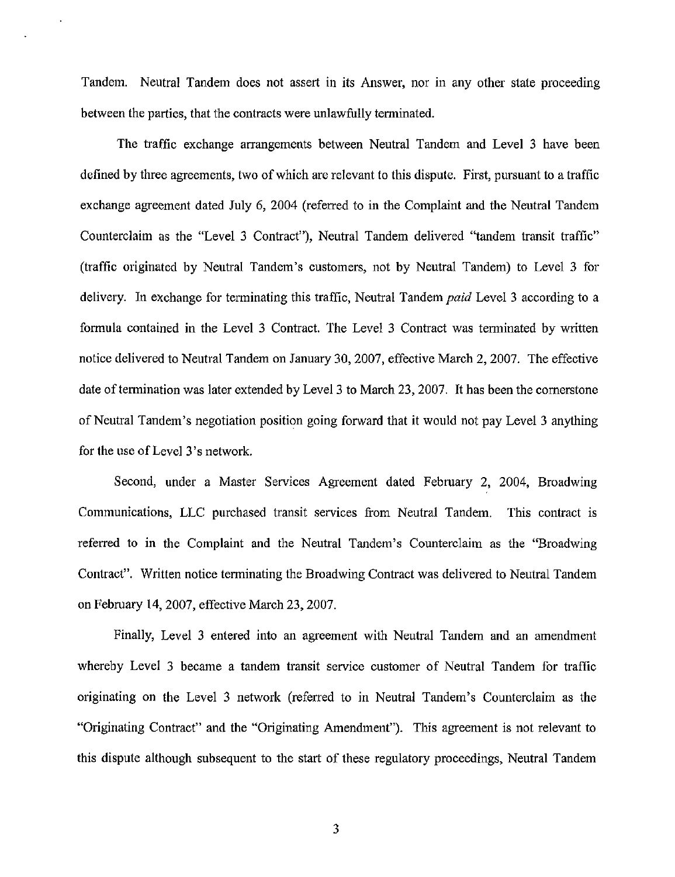Tandem. Neutral Tandem does not assert in its Answer, nor in any other state proceeding between the parties, that the contracts were unlawfully terminated.

The traffic exchange arrangements between Neutral Tandem and Level 3 have been defined by three agreements, two of which are relevant to this dispute. First, pursuant to a traffic exchange agreement dated July 6, 2004 (referred to in the Complaint and the Neutral Tandem Counterclaim as the "Level 3 Contract"), Neutral Tandem delivered "tandem transit traffic" (traffic originated by Neutral Tandem's customers, not by Neutral Tandem) to Level 3 for delivery. In exchange for terminating this traffic, Neutral Tandem *paid* Level 3 according to a formula contained in the Level 3 Contract. The Level 3 Contract was terminated by written notice delivered to Neutral Tandem on January 30, 2007, effective March 2, 2007. The effective date of termination was later extended by Level 3 to March 23, 2007. It has been the cornerstone of Neutral Tandem's negotiation position going forward that it would not pay Level 3 anything for the use of Level 3's network.

Second, under a Master Services Agreement dated February 2, 2004, Broadwing Communications, LLC purchased transit services from Neutral Tandem. This contract is referred to in the Complaint and the Neutral Tandem's Counterclaim as the "Broadwing Contract". Written notice terminating the Broadwing Contract was delivered to Neutral Tandem on February 14, 2007, effective March 23, 2007.

Finally, Level 3 entered into an agreement with Neutral Tandem and an amendment whereby Level 3 became a tandem transit service customer of Neutral Tandem for traffic originating on the Level 3 network (referred to in Neutral Tandem's Counterclaim as the "Originating Contract" and the "Originating Amendment"). This agreement is not relevant to this dispute although subsequent to the start of these regulatory proceedings, Neutral Tandem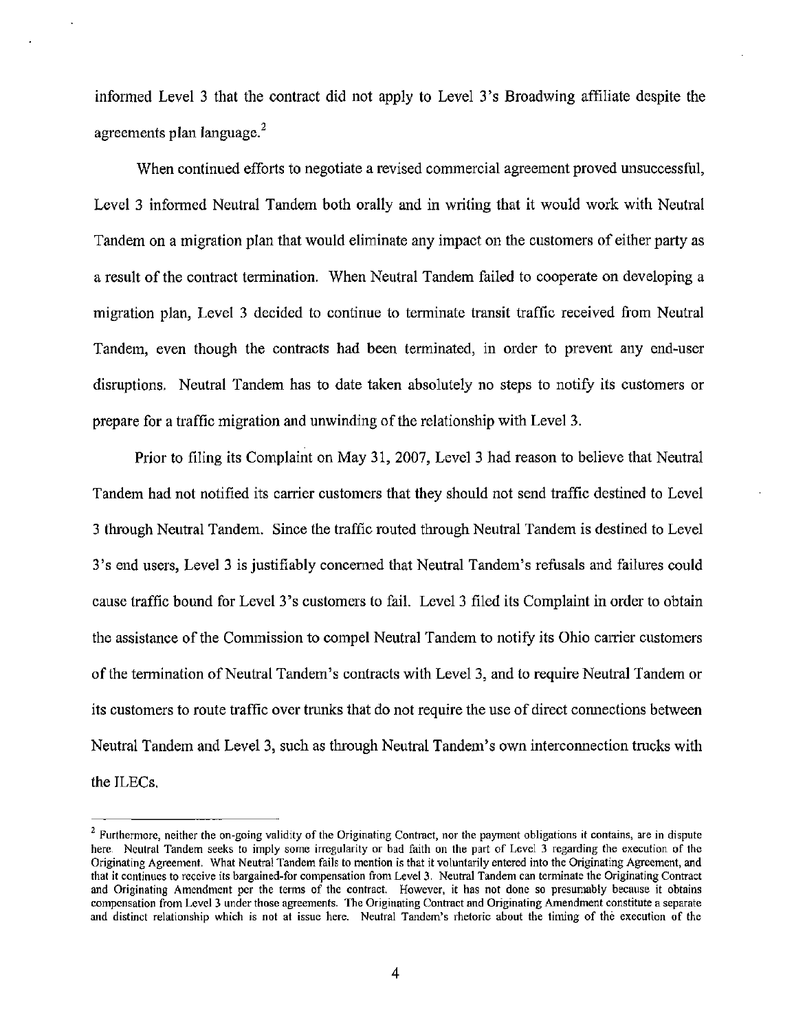informed Level 3 that the contract did not apply to Level 3's Broadwing affiliate despite the agreements plan language.[2]

When continued efforts to negotiate a revised commercial agreement proved unsuccessful, Level 3 informed Neutral Tandem both orally and in writing that it would work with Neutral Tandem on a migration plan that would eliminate any impact on the customers of either party as a result of the contract termination. When Neutral Tandem failed to cooperate on developing a migration plan, Level 3 decided to continue to terminate transit traffic received from Neutral Tandem, even though the contracts had been terminated, in order to prevent any end-user disruptions. Neutral Tandem has to date taken absolutely no steps to notify its customers or prepare for a traffic migration and unwinding of the relationship with Level 3.

Prior to filing its Complaint on May 31, 2007, Level 3 had reason to believe that Neutral Tandem had not notified its carrier customers that they should not send traffic destined to Level 3 through Neutral Tandem. Since the traffic routed through Neutral Tandem is destined to Level 3's end users, Level 3 is justifiably concerned that Neutral Tandem's refusals and failures could cause traffic bound for Level 3's customers to fail. Level 3 filed its Complaint in order to obtain the assistance of the Commission to compel Neutral Tandem to notify its Ohio carrier customers of the termination of Neutral Tandem's contracts with Level 3, and to require Neutral Tandem or its customers to route traffic over trunks that do not require the use of direct connections between Neutral Tandem and Level 3, such as through Neutral Tandem's own interconnection trucks with the ILECs.

---

[2] Furthermore, neither the on-going validity of the Originating Contract, nor the payment obligations it contains, are in dispute here. Neutral Tandem seeks to imply some irregularity or bad faith on the part of Level 3 regarding the execution of the Originating Agreement. What Neutral Tandem fails to mention is that it voluntarily entered into the Originating Agreement, and that it continues to receive its bargained-for compensation from Level 3. Neutral Tandem can terminate the Originating Contract and Originating Amendment per the terms of the contract. However, it has not done so presumably because it obtains compensation from Level 3 under those agreements. The Originating Contract and Originating Amendment constitute a separate and distinct relationship which is not at issue here. Neutral Tandem's rhetoric about the timing of the execution of the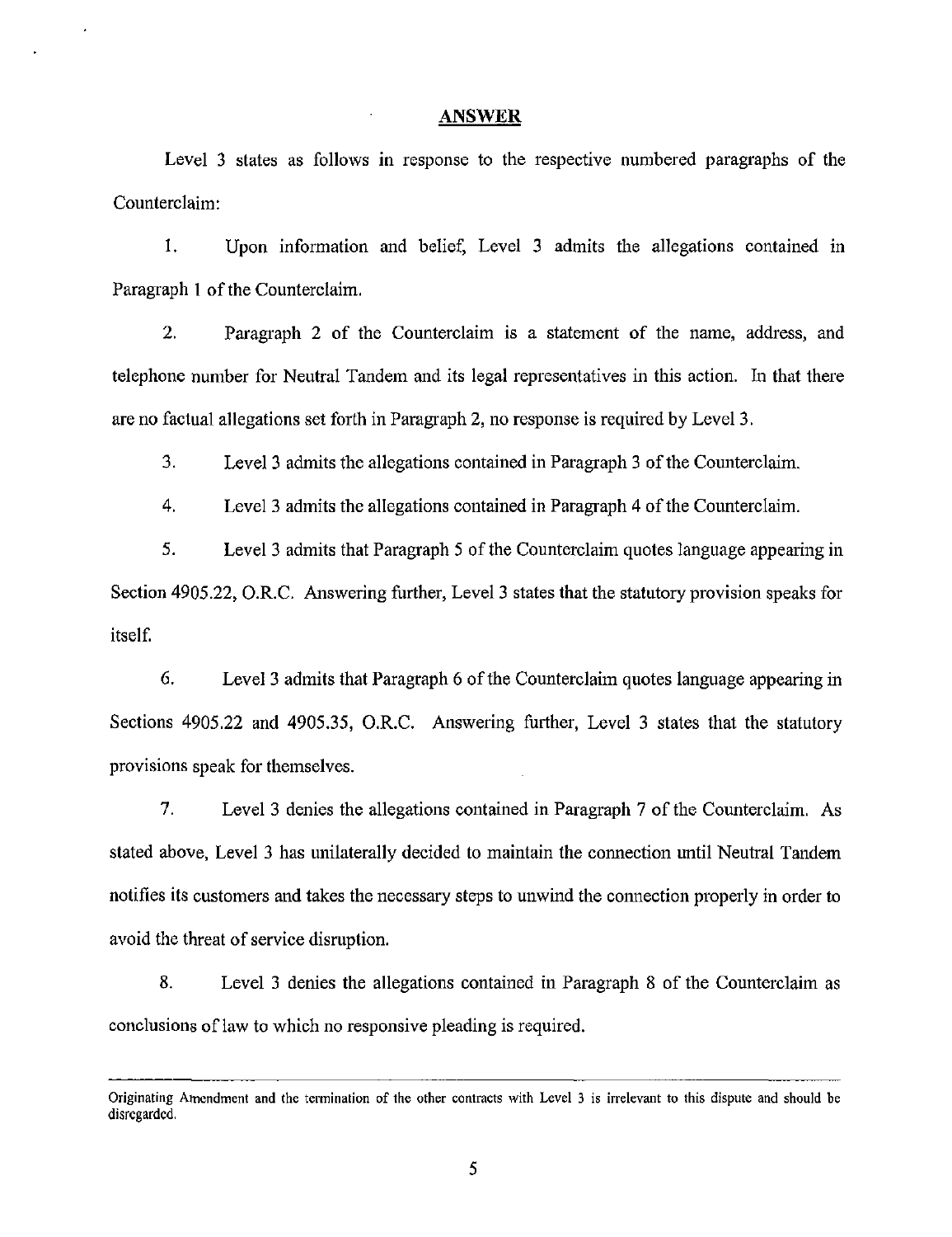## ANSWER

Level 3 states as follows in response to the respective numbered paragraphs of the Counterclaim:

1. Upon information and belief, Level 3 admits the allegations contained in Paragraph 1 of the Counterclaim.

2. Paragraph 2 of the Counterclaim is a statement of the name, address, and telephone number for Neutral Tandem and its legal representatives in this action. In that there are no factual allegations set forth in Paragraph 2, no response is required by Level 3.

3. Level 3 admits the allegations contained in Paragraph 3 of the Counterclaim.

4. Level 3 admits the allegations contained in Paragraph 4 of the Counterclaim.

5. Level 3 admits that Paragraph 5 of the Counterclaim quotes language appearing in Section 4905.22, O.R.C. Answering further, Level 3 states that the statutory provision speaks for itself.

6. Level 3 admits that Paragraph 6 of the Counterclaim quotes language appearing in Sections 4905.22 and 4905.35, O.R.C. Answering further, Level 3 states that the statutory provisions speak for themselves.

7. Level 3 denies the allegations contained in Paragraph 7 of the Counterclaim. As stated above, Level 3 has unilaterally decided to maintain the connection until Neutral Tandem notifies its customers and takes the necessary steps to unwind the connection properly in order to avoid the threat of service disruption.

8. Level 3 denies the allegations contained in Paragraph 8 of the Counterclaim as conclusions of law to which no responsive pleading is required.

---

Originating Amendment and the termination of the other contracts with Level 3 is irrelevant to this dispute and should be disregarded.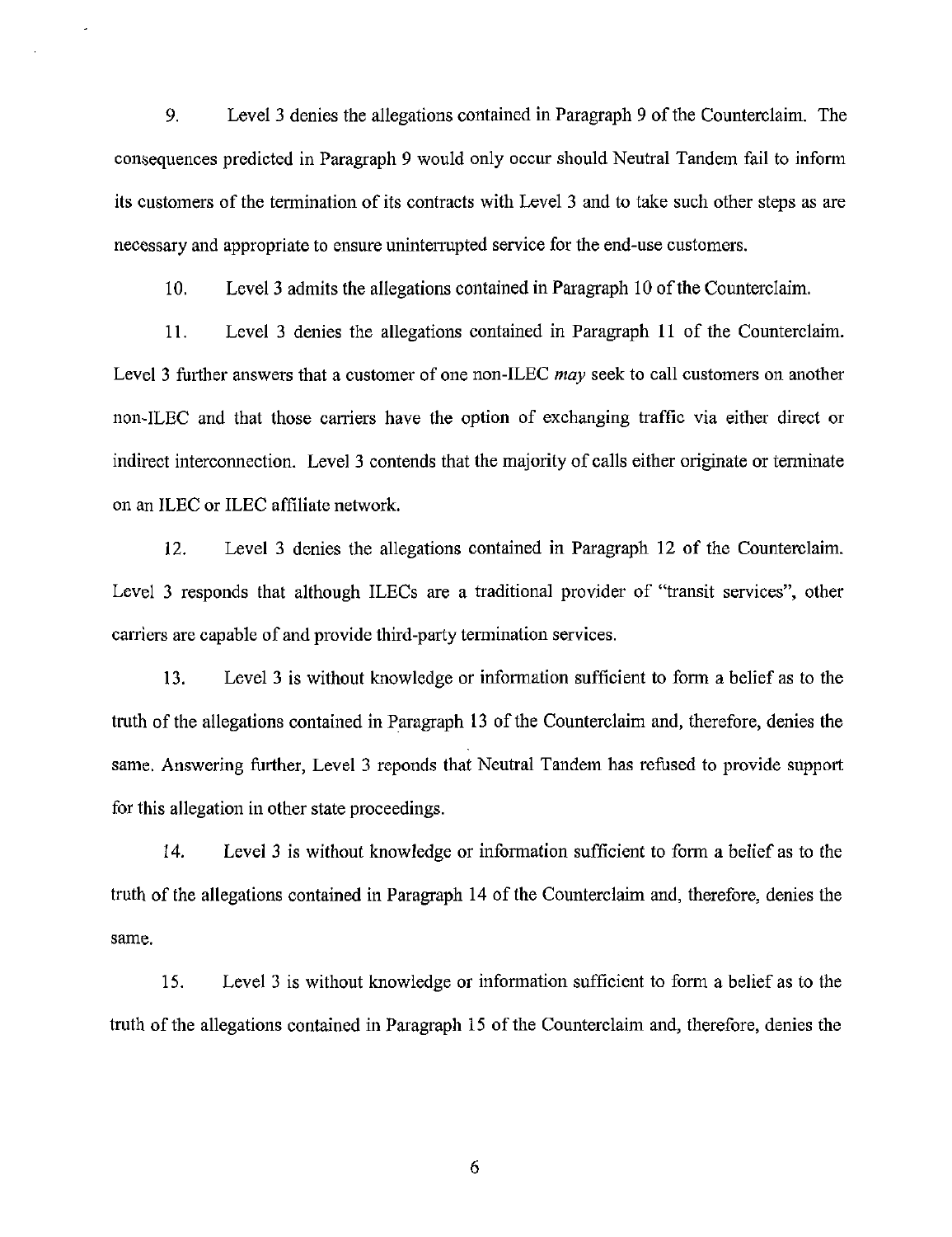9. Level 3 denies the allegations contained in Paragraph 9 of the Counterclaim. The consequences predicted in Paragraph 9 would only occur should Neutral Tandem fail to inform its customers of the termination of its contracts with Level 3 and to take such other steps as are necessary and appropriate to ensure uninterrupted service for the end-use customers.

10. Level 3 admits the allegations contained in Paragraph 10 of the Counterclaim.

11. Level 3 denies the allegations contained in Paragraph 11 of the Counterclaim. Level 3 further answers that a customer of one non-ILEC *may* seek to call customers on another non-ILEC and that those carriers have the option of exchanging traffic via either direct or indirect interconnection. Level 3 contends that the majority of calls either originate or terminate on an ILEC or ILEC affiliate network.

12. Level 3 denies the allegations contained in Paragraph 12 of the Counterclaim. Level 3 responds that although ILECs are a traditional provider of "transit services", other carriers are capable of and provide third-party termination services.

13. Level 3 is without knowledge or information sufficient to form a belief as to the truth of the allegations contained in Paragraph 13 of the Counterclaim and, therefore, denies the same. Answering further, Level 3 reponds that Neutral Tandem has refused to provide support for this allegation in other state proceedings.

14. Level 3 is without knowledge or information sufficient to form a belief as to the truth of the allegations contained in Paragraph 14 of the Counterclaim and, therefore, denies the same.

15. Level 3 is without knowledge or information sufficient to form a belief as to the truth of the allegations contained in Paragraph 15 of the Counterclaim and, therefore, denies the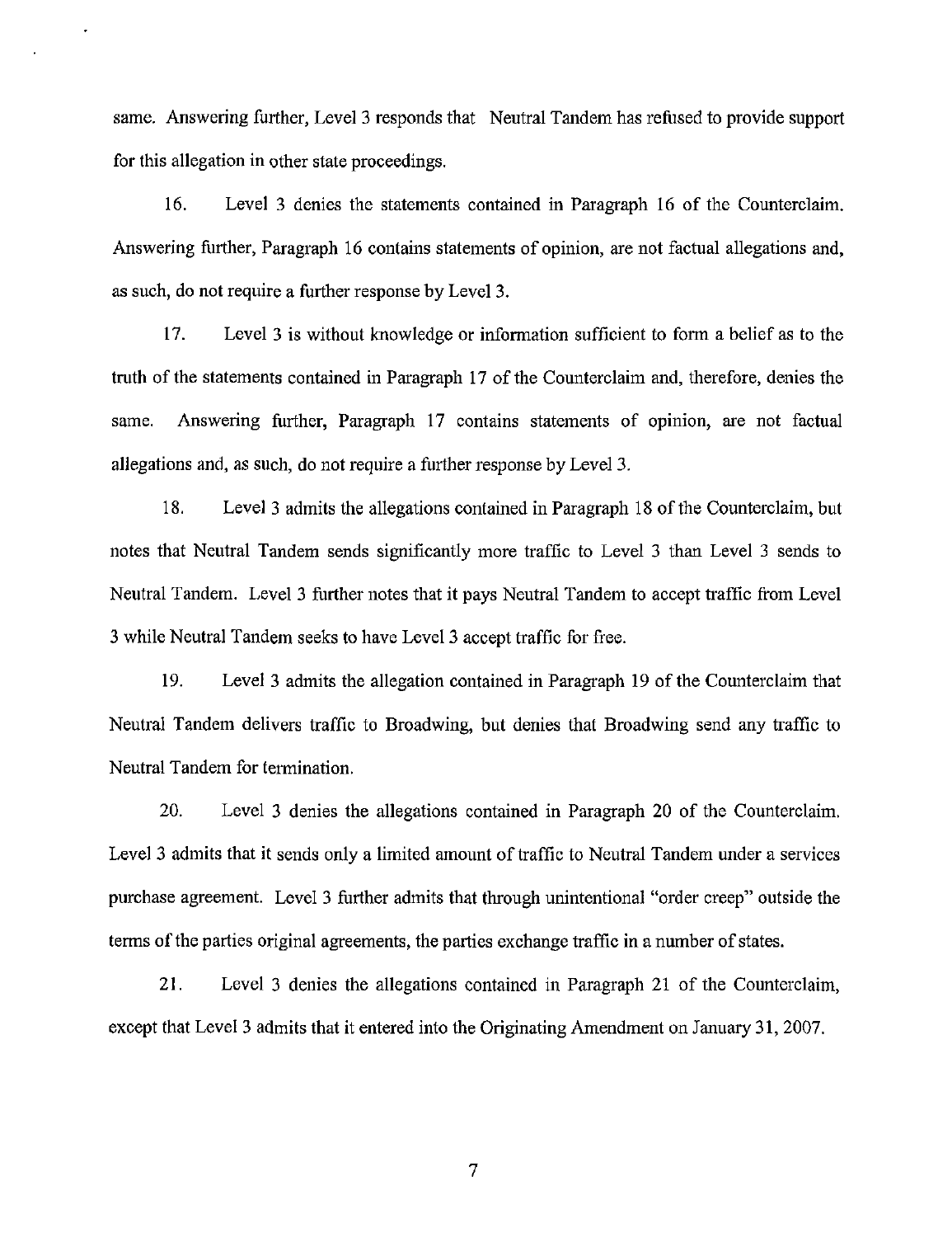same. Answering further, Level 3 responds that Neutral Tandem has refused to provide support for this allegation in other state proceedings.

16. Level 3 denies the statements contained in Paragraph 16 of the Counterclaim. Answering further, Paragraph 16 contains statements of opinion, are not factual allegations and, as such, do not require a further response by Level 3.

17. Level 3 is without knowledge or information sufficient to form a belief as to the truth of the statements contained in Paragraph 17 of the Counterclaim and, therefore, denies the same. Answering further, Paragraph 17 contains statements of opinion, are not factual allegations and, as such, do not require a further response by Level 3.

18. Level 3 admits the allegations contained in Paragraph 18 of the Counterclaim, but notes that Neutral Tandem sends significantly more traffic to Level 3 than Level 3 sends to Neutral Tandem. Level 3 further notes that it pays Neutral Tandem to accept traffic from Level 3 while Neutral Tandem seeks to have Level 3 accept traffic for free.

19. Level 3 admits the allegation contained in Paragraph 19 of the Counterclaim that Neutral Tandem delivers traffic to Broadwing, but denies that Broadwing send any traffic to Neutral Tandem for termination.

20. Level 3 denies the allegations contained in Paragraph 20 of the Counterclaim. Level 3 admits that it sends only a limited amount of traffic to Neutral Tandem under a services purchase agreement. Level 3 further admits that through unintentional "order creep" outside the terms of the parties original agreements, the parties exchange traffic in a number of states.

21. Level 3 denies the allegations contained in Paragraph 21 of the Counterclaim, except that Level 3 admits that it entered into the Originating Amendment on January 31, 2007.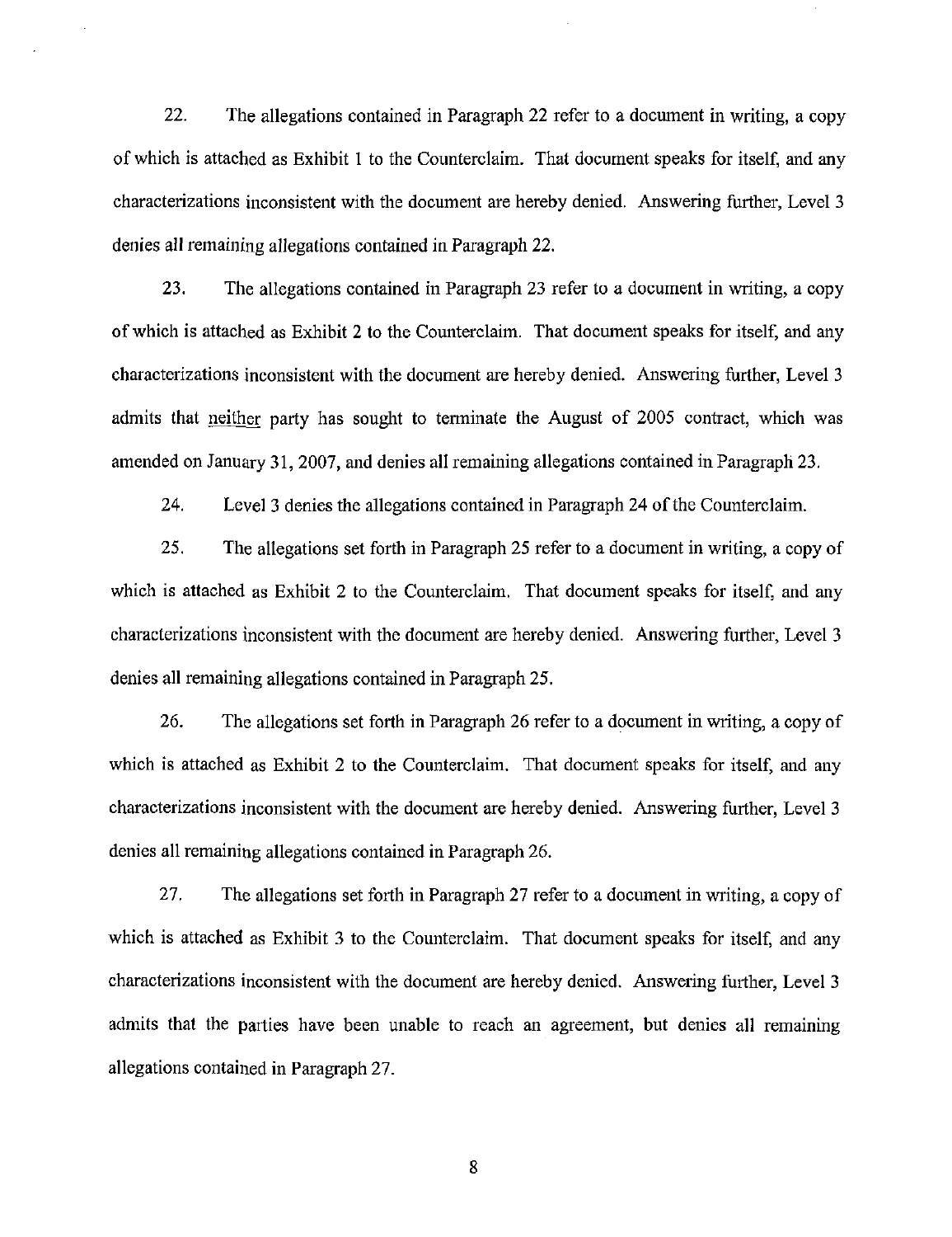22. The allegations contained in Paragraph 22 refer to a document in writing, a copy of which is attached as Exhibit 1 to the Counterclaim. That document speaks for itself, and any characterizations inconsistent with the document are hereby denied. Answering further, Level 3 denies all remaining allegations contained in Paragraph 22.

23. The allegations contained in Paragraph 23 refer to a document in writing, a copy of which is attached as Exhibit 2 to the Counterclaim. That document speaks for itself, and any characterizations inconsistent with the document are hereby denied. Answering further, Level 3 admits that neither party has sought to terminate the August of 2005 contract, which was amended on January 31, 2007, and denies all remaining allegations contained in Paragraph 23.

24. Level 3 denies the allegations contained in Paragraph 24 of the Counterclaim.

25. The allegations set forth in Paragraph 25 refer to a document in writing, a copy of which is attached as Exhibit 2 to the Counterclaim. That document speaks for itself, and any characterizations inconsistent with the document are hereby denied. Answering further, Level 3 denies all remaining allegations contained in Paragraph 25.

26. The allegations set forth in Paragraph 26 refer to a document in writing, a copy of which is attached as Exhibit 2 to the Counterclaim. That document speaks for itself, and any characterizations inconsistent with the document are hereby denied. Answering further, Level 3 denies all remaining allegations contained in Paragraph 26.

27. The allegations set forth in Paragraph 27 refer to a document in writing, a copy of which is attached as Exhibit 3 to the Counterclaim. That document speaks for itself, and any characterizations inconsistent with the document are hereby denied. Answering further, Level 3 admits that the parties have been unable to reach an agreement, but denies all remaining allegations contained in Paragraph 27.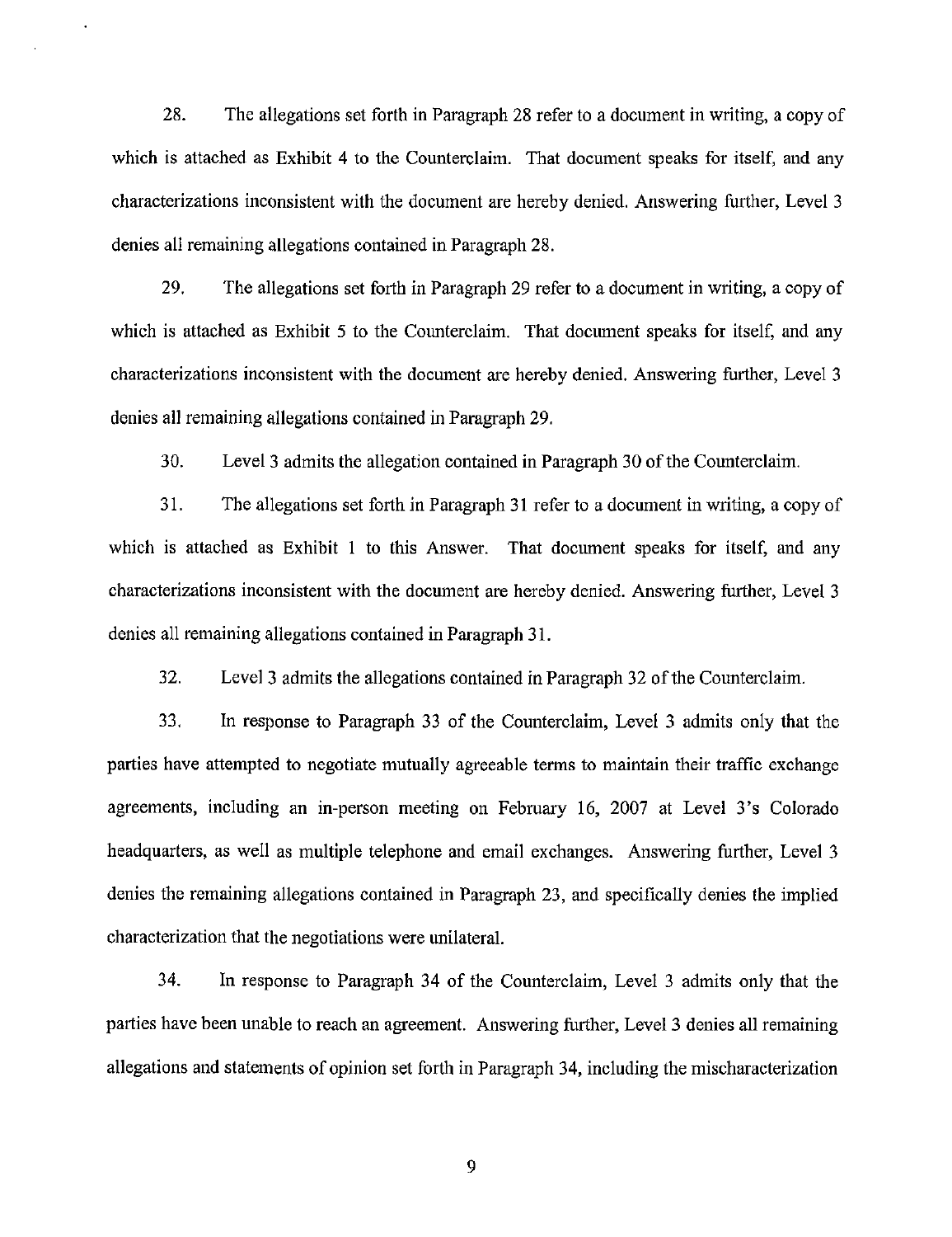28. The allegations set forth in Paragraph 28 refer to a document in writing, a copy of which is attached as Exhibit 4 to the Counterclaim. That document speaks for itself, and any characterizations inconsistent with the document are hereby denied. Answering further, Level 3 denies all remaining allegations contained in Paragraph 28.

29. The allegations set forth in Paragraph 29 refer to a document in writing, a copy of which is attached as Exhibit 5 to the Counterclaim. That document speaks for itself, and any characterizations inconsistent with the document are hereby denied. Answering further, Level 3 denies all remaining allegations contained in Paragraph 29.

30. Level 3 admits the allegation contained in Paragraph 30 of the Counterclaim.

31. The allegations set forth in Paragraph 31 refer to a document in writing, a copy of which is attached as Exhibit 1 to this Answer. That document speaks for itself, and any characterizations inconsistent with the document are hereby denied. Answering further, Level 3 denies all remaining allegations contained in Paragraph 31.

32. Level 3 admits the allegations contained in Paragraph 32 of the Counterclaim.

33. In response to Paragraph 33 of the Counterclaim, Level 3 admits only that the parties have attempted to negotiate mutually agreeable terms to maintain their traffic exchange agreements, including an in-person meeting on February 16, 2007 at Level 3's Colorado headquarters, as well as multiple telephone and email exchanges. Answering further, Level 3 denies the remaining allegations contained in Paragraph 23, and specifically denies the implied characterization that the negotiations were unilateral.

34. In response to Paragraph 34 of the Counterclaim, Level 3 admits only that the parties have been unable to reach an agreement. Answering further, Level 3 denies all remaining allegations and statements of opinion set forth in Paragraph 34, including the mischaracterization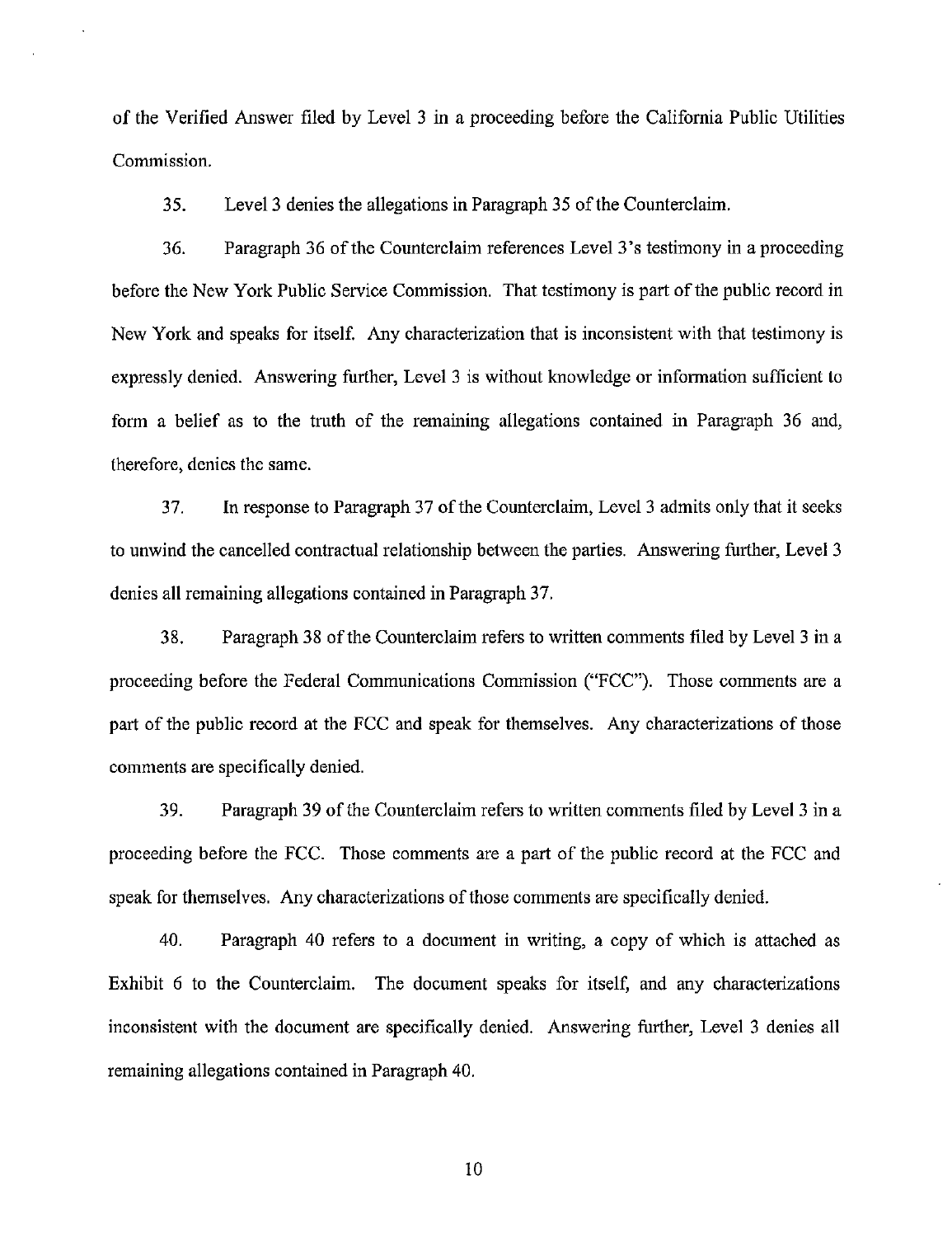of the Verified Answer filed by Level 3 in a proceeding before the California Public Utilities Commission.

35. Level 3 denies the allegations in Paragraph 35 of the Counterclaim.

36. Paragraph 36 of the Counterclaim references Level 3's testimony in a proceeding before the New York Public Service Commission. That testimony is part of the public record in New York and speaks for itself. Any characterization that is inconsistent with that testimony is expressly denied. Answering further, Level 3 is without knowledge or information sufficient to form a belief as to the truth of the remaining allegations contained in Paragraph 36 and, therefore, denies the same.

37. In response to Paragraph 37 of the Counterclaim, Level 3 admits only that it seeks to unwind the cancelled contractual relationship between the parties. Answering further, Level 3 denies all remaining allegations contained in Paragraph 37.

38. Paragraph 38 of the Counterclaim refers to written comments filed by Level 3 in a proceeding before the Federal Communications Commission ("FCC"). Those comments are a part of the public record at the FCC and speak for themselves. Any characterizations of those comments are specifically denied.

39. Paragraph 39 of the Counterclaim refers to written comments filed by Level 3 in a proceeding before the FCC. Those comments are a part of the public record at the FCC and speak for themselves. Any characterizations of those comments are specifically denied.

40. Paragraph 40 refers to a document in writing, a copy of which is attached as Exhibit 6 to the Counterclaim. The document speaks for itself, and any characterizations inconsistent with the document are specifically denied. Answering further, Level 3 denies all remaining allegations contained in Paragraph 40.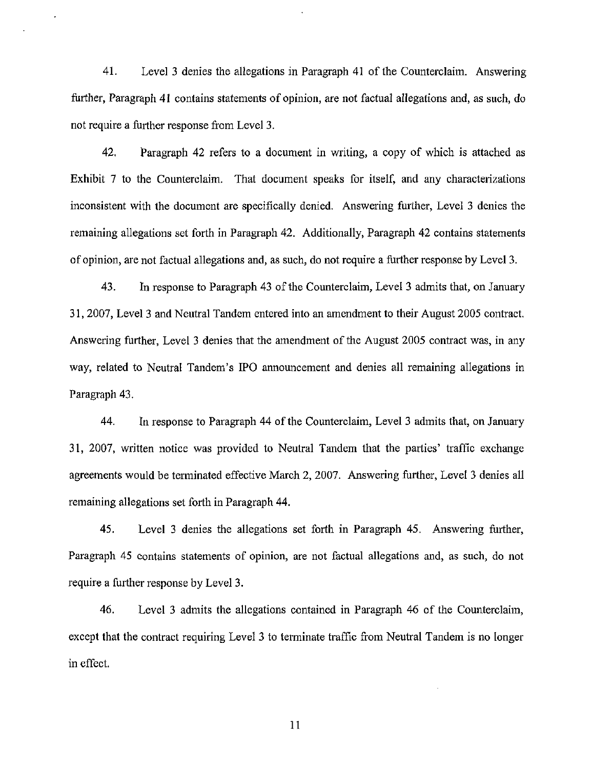41. Level 3 denies the allegations in Paragraph 41 of the Counterclaim. Answering further, Paragraph 41 contains statements of opinion, are not factual allegations and, as such, do not require a further response from Level 3.

42. Paragraph 42 refers to a document in writing, a copy of which is attached as Exhibit 7 to the Counterclaim. That document speaks for itself, and any characterizations inconsistent with the document are specifically denied. Answering further, Level 3 denies the remaining allegations set forth in Paragraph 42. Additionally, Paragraph 42 contains statements of opinion, are not factual allegations and, as such, do not require a further response by Level 3.

43. In response to Paragraph 43 of the Counterclaim, Level 3 admits that, on January 31, 2007, Level 3 and Neutral Tandem entered into an amendment to their August 2005 contract. Answering further, Level 3 denies that the amendment of the August 2005 contract was, in any way, related to Neutral Tandem's IPO announcement and denies all remaining allegations in Paragraph 43.

44. In response to Paragraph 44 of the Counterclaim, Level 3 admits that, on January 31, 2007, written notice was provided to Neutral Tandem that the parties' traffic exchange agreements would be terminated effective March 2, 2007. Answering further, Level 3 denies all remaining allegations set forth in Paragraph 44.

45. Level 3 denies the allegations set forth in Paragraph 45. Answering further, Paragraph 45 contains statements of opinion, are not factual allegations and, as such, do not require a further response by Level 3.

46. Level 3 admits the allegations contained in Paragraph 46 of the Counterclaim, except that the contract requiring Level 3 to terminate traffic from Neutral Tandem is no longer in effect.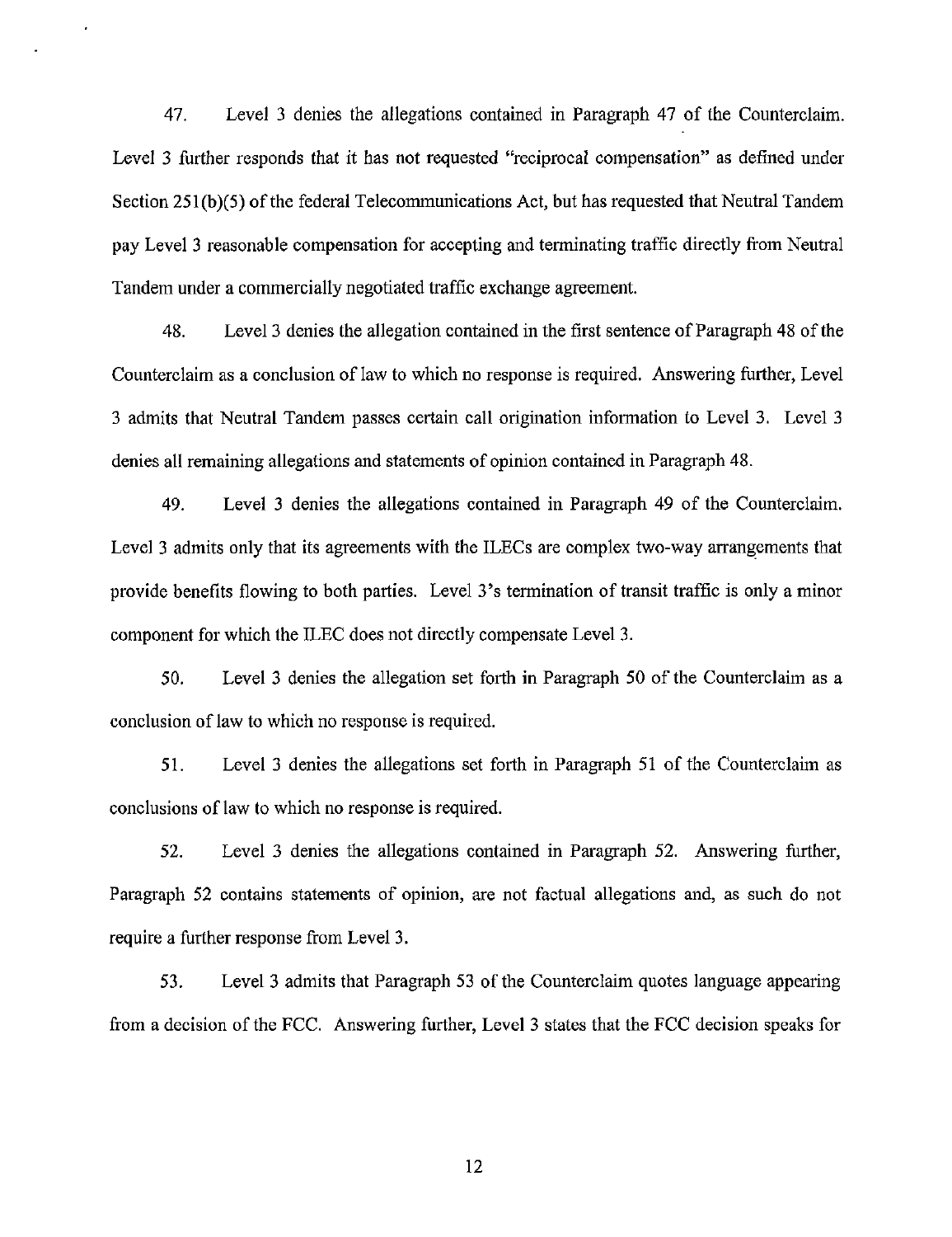47. Level 3 denies the allegations contained in Paragraph 47 of the Counterclaim. Level 3 further responds that it has not requested "reciprocal compensation" as defined under Section 251(b)(5) of the federal Telecommunications Act, but has requested that Neutral Tandem pay Level 3 reasonable compensation for accepting and terminating traffic directly from Neutral Tandem under a commercially negotiated traffic exchange agreement.

48. Level 3 denies the allegation contained in the first sentence of Paragraph 48 of the Counterclaim as a conclusion of law to which no response is required. Answering further, Level 3 admits that Neutral Tandem passes certain call origination information to Level 3. Level 3 denies all remaining allegations and statements of opinion contained in Paragraph 48.

49. Level 3 denies the allegations contained in Paragraph 49 of the Counterclaim. Level 3 admits only that its agreements with the ILECs are complex two-way arrangements that provide benefits flowing to both parties. Level 3's termination of transit traffic is only a minor component for which the ILEC does not directly compensate Level 3.

50. Level 3 denies the allegation set forth in Paragraph 50 of the Counterclaim as a conclusion of law to which no response is required.

51. Level 3 denies the allegations set forth in Paragraph 51 of the Counterclaim as conclusions of law to which no response is required.

52. Level 3 denies the allegations contained in Paragraph 52. Answering further, Paragraph 52 contains statements of opinion, are not factual allegations and, as such do not require a further response from Level 3.

53. Level 3 admits that Paragraph 53 of the Counterclaim quotes language appearing from a decision of the FCC. Answering further, Level 3 states that the FCC decision speaks for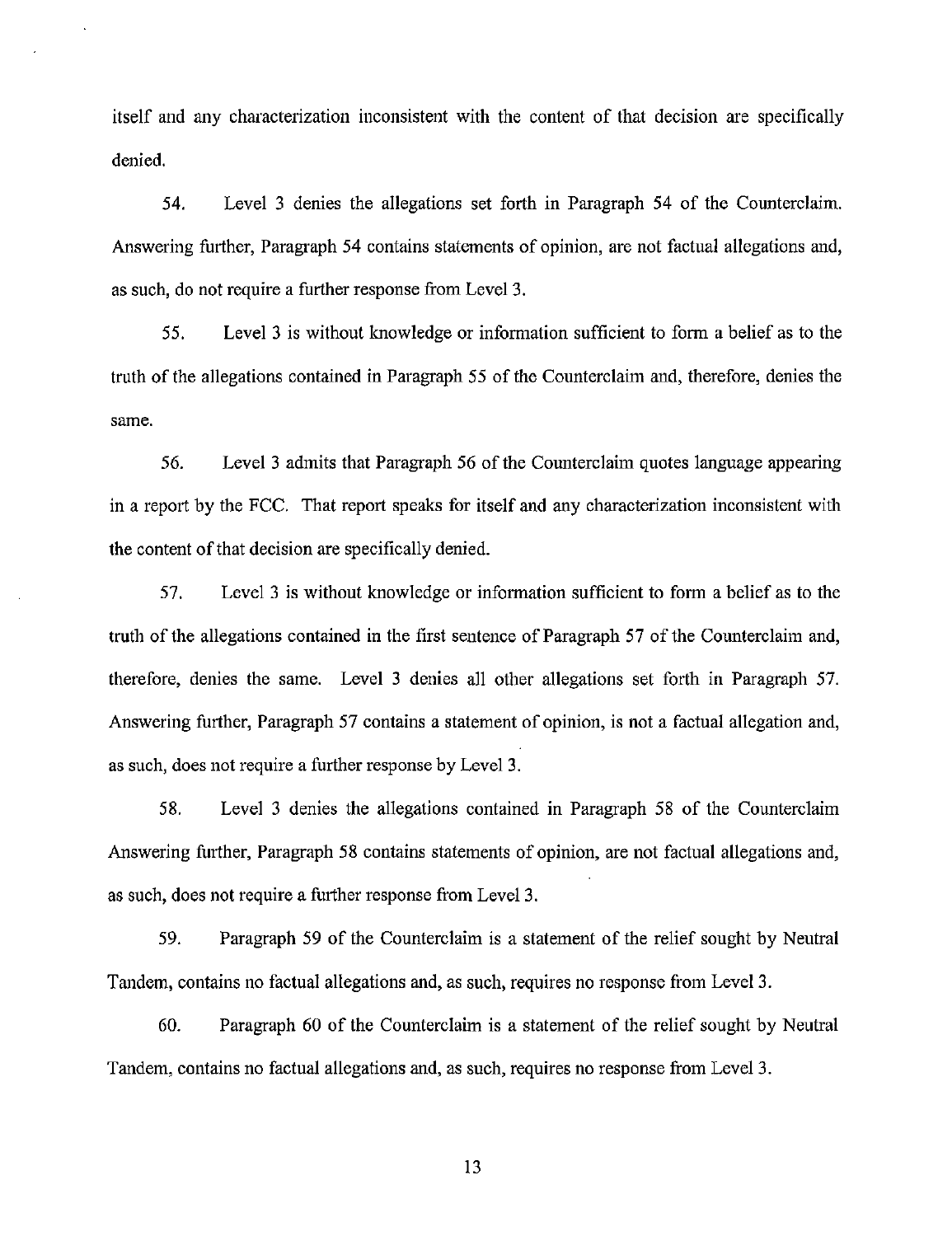itself and any characterization inconsistent with the content of that decision are specifically denied.

54. Level 3 denies the allegations set forth in Paragraph 54 of the Counterclaim. Answering further, Paragraph 54 contains statements of opinion, are not factual allegations and, as such, do not require a further response from Level 3.

55. Level 3 is without knowledge or information sufficient to form a belief as to the truth of the allegations contained in Paragraph 55 of the Counterclaim and, therefore, denies the same.

56. Level 3 admits that Paragraph 56 of the Counterclaim quotes language appearing in a report by the FCC. That report speaks for itself and any characterization inconsistent with the content of that decision are specifically denied.

57. Level 3 is without knowledge or information sufficient to form a belief as to the truth of the allegations contained in the first sentence of Paragraph 57 of the Counterclaim and, therefore, denies the same. Level 3 denies all other allegations set forth in Paragraph 57. Answering further, Paragraph 57 contains a statement of opinion, is not a factual allegation and, as such, does not require a further response by Level 3.

58. Level 3 denies the allegations contained in Paragraph 58 of the Counterclaim Answering further, Paragraph 58 contains statements of opinion, are not factual allegations and, as such, does not require a further response from Level 3.

59. Paragraph 59 of the Counterclaim is a statement of the relief sought by Neutral Tandem, contains no factual allegations and, as such, requires no response from Level 3.

60. Paragraph 60 of the Counterclaim is a statement of the relief sought by Neutral Tandem, contains no factual allegations and, as such, requires no response from Level 3.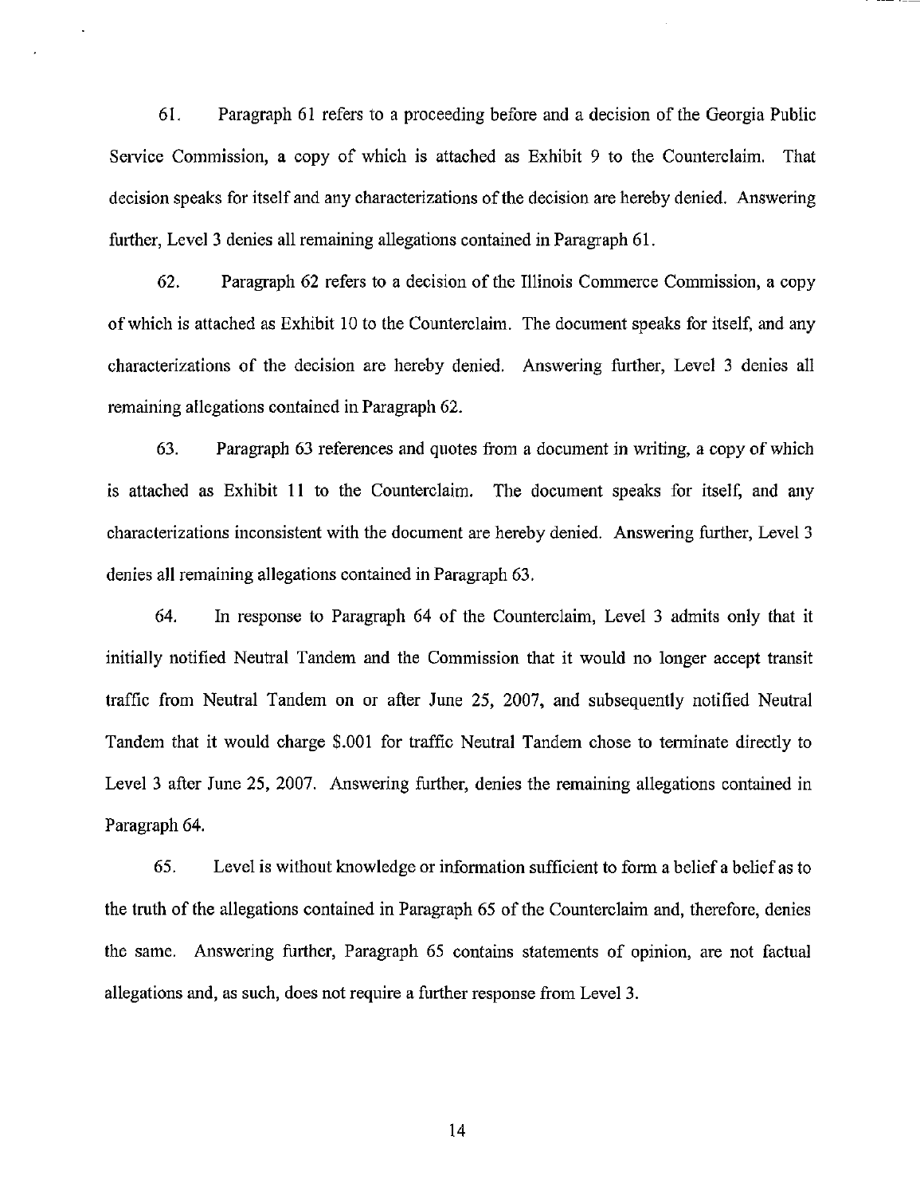61. Paragraph 61 refers to a proceeding before and a decision of the Georgia Public Service Commission, a copy of which is attached as Exhibit 9 to the Counterclaim. That decision speaks for itself and any characterizations of the decision are hereby denied. Answering further, Level 3 denies all remaining allegations contained in Paragraph 61.

62. Paragraph 62 refers to a decision of the Illinois Commerce Commission, a copy of which is attached as Exhibit 10 to the Counterclaim. The document speaks for itself, and any characterizations of the decision are hereby denied. Answering further, Level 3 denies all remaining allegations contained in Paragraph 62.

63. Paragraph 63 references and quotes from a document in writing, a copy of which is attached as Exhibit 11 to the Counterclaim. The document speaks for itself, and any characterizations inconsistent with the document are hereby denied. Answering further, Level 3 denies all remaining allegations contained in Paragraph 63.

64. In response to Paragraph 64 of the Counterclaim, Level 3 admits only that it initially notified Neutral Tandem and the Commission that it would no longer accept transit traffic from Neutral Tandem on or after June 25, 2007, and subsequently notified Neutral Tandem that it would charge $.001 for traffic Neutral Tandem chose to terminate directly to Level 3 after June 25, 2007. Answering further, denies the remaining allegations contained in Paragraph 64.

65. Level is without knowledge or information sufficient to form a belief a belief as to the truth of the allegations contained in Paragraph 65 of the Counterclaim and, therefore, denies the same. Answering further, Paragraph 65 contains statements of opinion, are not factual allegations and, as such, does not require a further response from Level 3.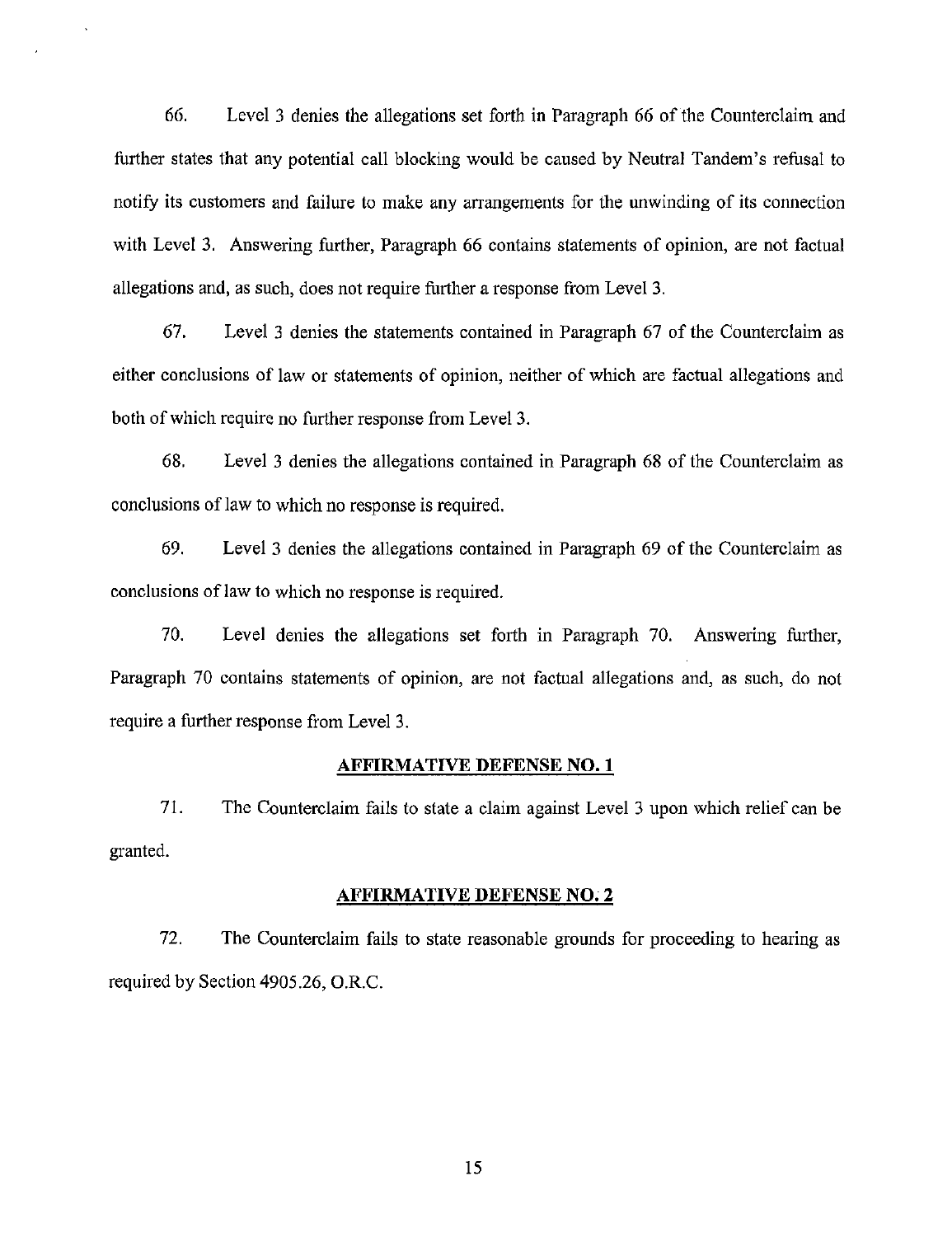66. Level 3 denies the allegations set forth in Paragraph 66 of the Counterclaim and further states that any potential call blocking would be caused by Neutral Tandem's refusal to notify its customers and failure to make any arrangements for the unwinding of its connection with Level 3. Answering further, Paragraph 66 contains statements of opinion, are not factual allegations and, as such, does not require further a response from Level 3.

67. Level 3 denies the statements contained in Paragraph 67 of the Counterclaim as either conclusions of law or statements of opinion, neither of which are factual allegations and both of which require no further response from Level 3.

68. Level 3 denies the allegations contained in Paragraph 68 of the Counterclaim as conclusions of law to which no response is required.

69. Level 3 denies the allegations contained in Paragraph 69 of the Counterclaim as conclusions of law to which no response is required.

70. Level denies the allegations set forth in Paragraph 70. Answering further, Paragraph 70 contains statements of opinion, are not factual allegations and, as such, do not require a further response from Level 3.

**AFFIRMATIVE DEFENSE NO. 1**

71. The Counterclaim fails to state a claim against Level 3 upon which relief can be granted.

**AFFIRMATIVE DEFENSE NO. 2**

72. The Counterclaim fails to state reasonable grounds for proceeding to hearing as required by Section 4905.26, O.R.C.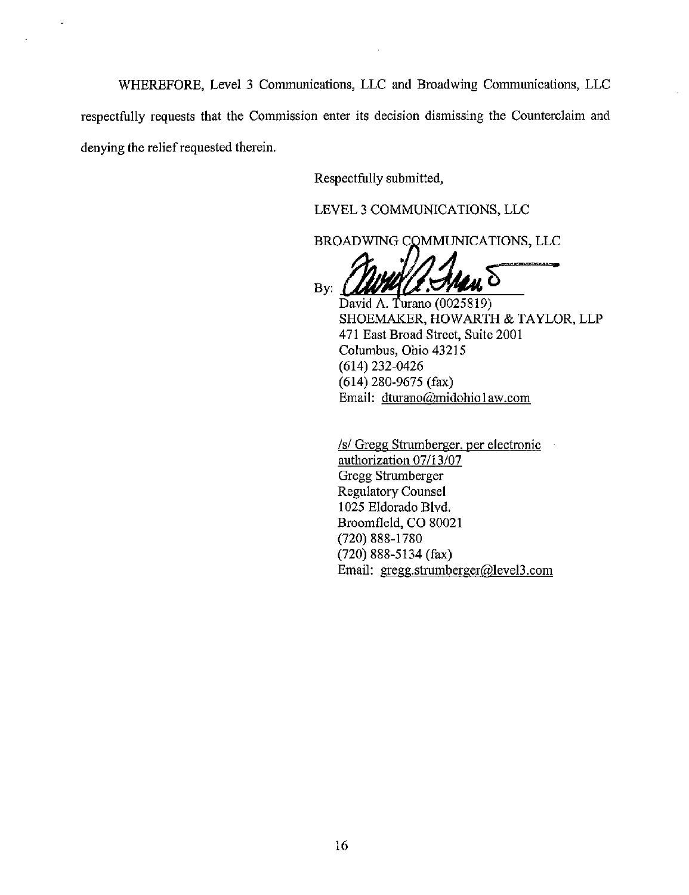WHEREFORE, Level 3 Communications, LLC and Broadwing Communications, LLC respectfully requests that the Commission enter its decision dismissing the Counterclaim and denying the relief requested therein.

Respectfully submitted,

LEVEL 3 COMMUNICATIONS, LLC

BROADWING COMMUNICATIONS, LLC

By: ______________________

David A. Turano (0025819)
SHOEMAKER, HOWARTH & TAYLOR, LLP
471 East Broad Street, Suite 2001
Columbus, Ohio 43215
(614) 232-0426
(614) 280-9675 (fax)
Email: dturano@midohio1aw.com

/s/ Gregg Strumberger, per electronic authorization 07/13/07
Gregg Strumberger
Regulatory Counsel
1025 Eldorado Blvd.
Broomfield, CO 80021
(720) 888-1780
(720) 888-5134 (fax)
Email: gregg.strumberger@level3.com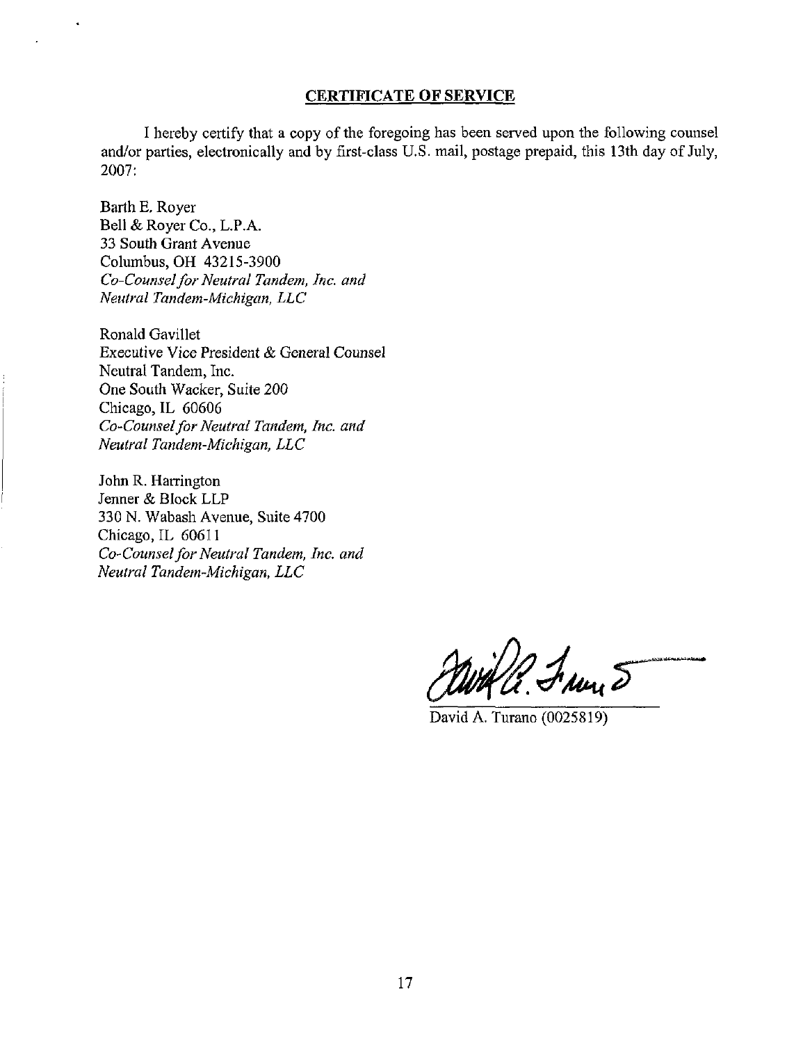## CERTIFICATE OF SERVICE

I hereby certify that a copy of the foregoing has been served upon the following counsel and/or parties, electronically and by first-class U.S. mail, postage prepaid, this 13th day of July, 2007:

Barth E. Royer
Bell & Royer Co., L.P.A.
33 South Grant Avenue
Columbus, OH 43215-3900
*Co-Counsel for Neutral Tandem, Inc. and Neutral Tandem-Michigan, LLC*

Ronald Gavillet
Executive Vice President & General Counsel
Neutral Tandem, Inc.
One South Wacker, Suite 200
Chicago, IL 60606
*Co-Counsel for Neutral Tandem, Inc. and Neutral Tandem-Michigan, LLC*

John R. Harrington
Jenner & Block LLP
330 N. Wabash Avenue, Suite 4700
Chicago, IL 60611
*Co-Counsel for Neutral Tandem, Inc. and Neutral Tandem-Michigan, LLC*

David A. Turano (0025819)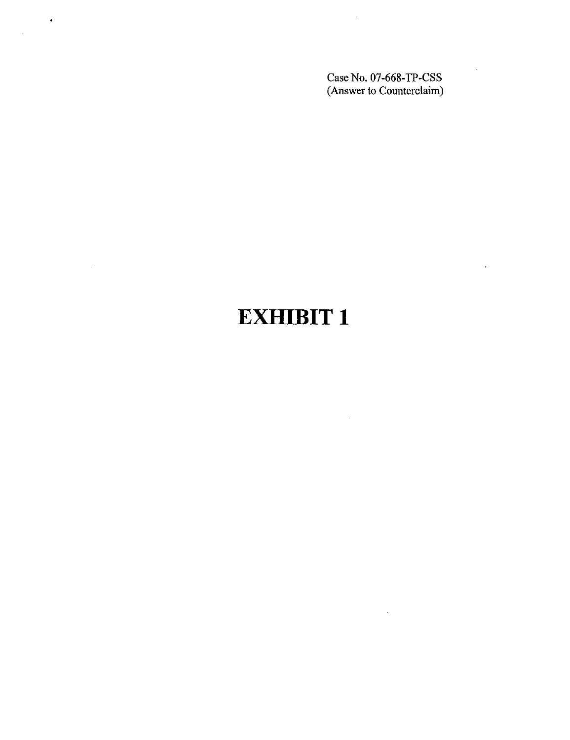Case No. 07-668-TP-CSS
(Answer to Counterclaim)

# EXHIBIT 1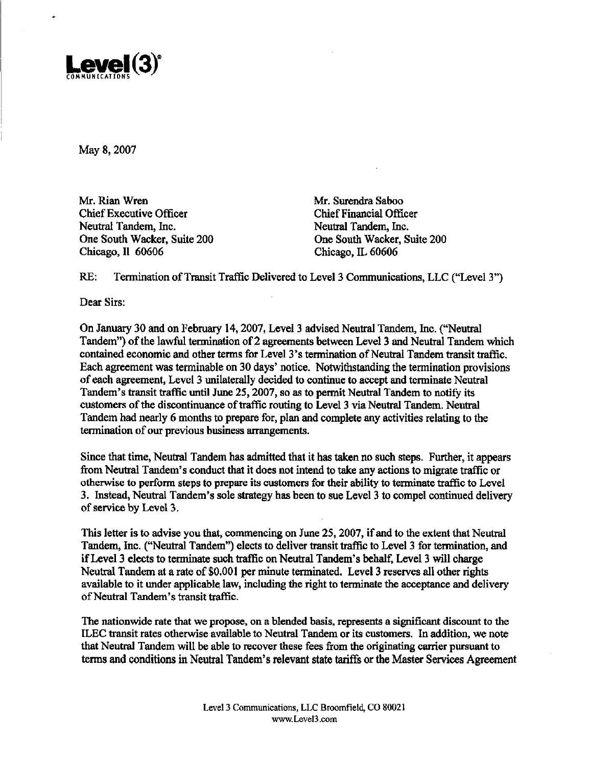**Level(3)®**
COMMUNICATIONS

May 8, 2007

Mr. Rian Wren
Chief Executive Officer
Neutral Tandem, Inc.
One South Wacker, Suite 200
Chicago, Il 60606

Mr. Surendra Saboo
Chief Financial Officer
Neutral Tandem, Inc.
One South Wacker, Suite 200
Chicago, IL 60606

RE: Termination of Transit Traffic Delivered to Level 3 Communications, LLC ("Level 3")

Dear Sirs:

On January 30 and on February 14, 2007, Level 3 advised Neutral Tandem, Inc. ("Neutral Tandem") of the lawful termination of 2 agreements between Level 3 and Neutral Tandem which contained economic and other terms for Level 3's termination of Neutral Tandem transit traffic. Each agreement was terminable on 30 days' notice. Notwithstanding the termination provisions of each agreement, Level 3 unilaterally decided to continue to accept and terminate Neutral Tandem's transit traffic until June 25, 2007, so as to permit Neutral Tandem to notify its customers of the discontinuance of traffic routing to Level 3 via Neutral Tandem. Neutral Tandem had nearly 6 months to prepare for, plan and complete any activities relating to the termination of our previous business arrangements.

Since that time, Neutral Tandem has admitted that it has taken no such steps. Further, it appears from Neutral Tandem's conduct that it does not intend to take any actions to migrate traffic or otherwise to perform steps to prepare its customers for their ability to terminate traffic to Level 3. Instead, Neutral Tandem's sole strategy has been to sue Level 3 to compel continued delivery of service by Level 3.

This letter is to advise you that, commencing on June 25, 2007, if and to the extent that Neutral Tandem, Inc. ("Neutral Tandem") elects to deliver transit traffic to Level 3 for termination, and if Level 3 elects to terminate such traffic on Neutral Tandem's behalf, Level 3 will charge Neutral Tandem at a rate of $0.001 per minute terminated. Level 3 reserves all other rights available to it under applicable law, including the right to terminate the acceptance and delivery of Neutral Tandem's transit traffic.

The nationwide rate that we propose, on a blended basis, represents a significant discount to the ILEC transit rates otherwise available to Neutral Tandem or its customers. In addition, we note that Neutral Tandem will be able to recover these fees from the originating carrier pursuant to terms and conditions in Neutral Tandem's relevant state tariffs or the Master Services Agreement

Level 3 Communications, LLC Broomfield, CO 80021
www.Level3.com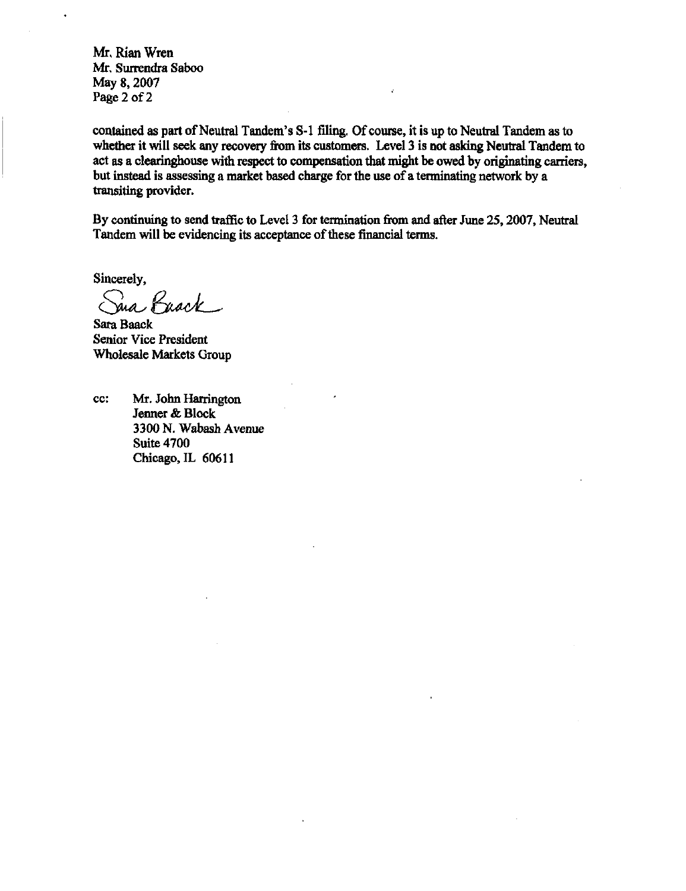contained as part of Neutral Tandem's S-1 filing. Of course, it is up to Neutral Tandem as to whether it will seek any recovery from its customers. Level 3 is not asking Neutral Tandem to act as a clearinghouse with respect to compensation that might be owed by originating carriers, but instead is assessing a market based charge for the use of a terminating network by a transiting provider.

By continuing to send traffic to Level 3 for termination from and after June 25, 2007, Neutral Tandem will be evidencing its acceptance of these financial terms.

Sincerely,

Sara Baack

Sara Baack
Senior Vice President
Wholesale Markets Group

cc: Mr. John Harrington
Jenner & Block
3300 N. Wabash Avenue
Suite 4700
Chicago, IL 60611